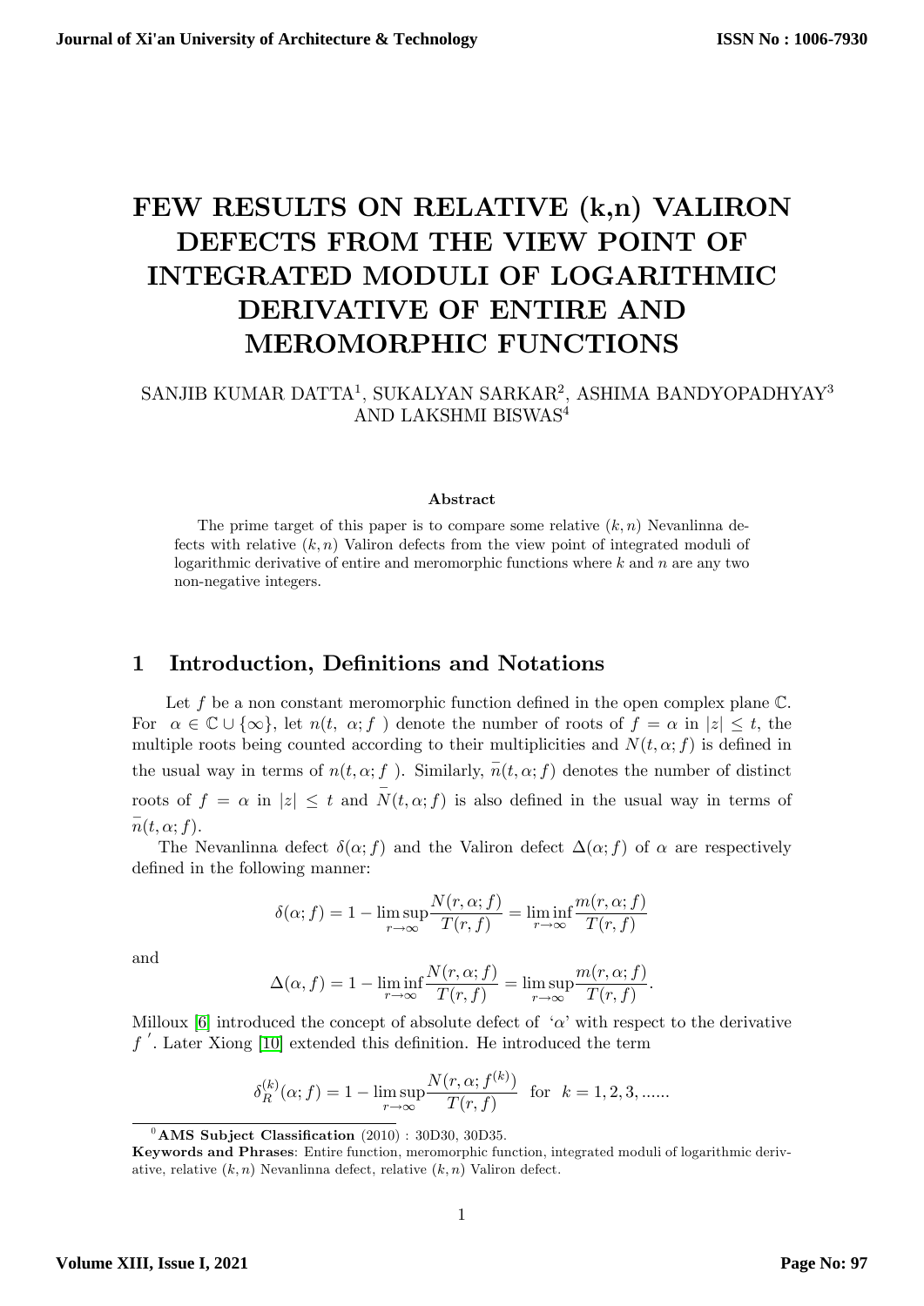# FEW RESULTS ON RELATIVE (k,n) VALIRON DEFECTS FROM THE VIEW POINT OF INTEGRATED MODULI OF LOGARITHMIC DERIVATIVE OF ENTIRE AND MEROMORPHIC FUNCTIONS

SANJIB KUMAR DATTA[1], SUKALYAN SARKAR[2], ASHIMA BANDYOPADHYAY[3] AND LAKSHMI BISWAS[4]

**Abstract**

The prime target of this paper is to compare some relative $(k,n)$ Nevanlinna defects with relative $(k,n)$ Valiron defects from the view point of integrated moduli of logarithmic derivative of entire and meromorphic functions where $k$ and $n$ are any two non-negative integers.

## 1 Introduction, Definitions and Notations

Let $f$ be a non constant meromorphic function defined in the open complex plane $\mathbb{C}$. For $\alpha \in \mathbb{C} \cup \{\infty\}$, let $n(t, \alpha; f)$ denote the number of roots of $f = \alpha$ in $|z| \leq t$, the multiple roots being counted according to their multiplicities and $N(t, \alpha; f)$ is defined in the usual way in terms of $n(t, \alpha; f)$. Similarly, $\bar{n}(t, \alpha; f)$ denotes the number of distinct roots of $f = \alpha$ in $|z| \leq t$ and $\bar{N}(t, \alpha; f)$ is also defined in the usual way in terms of $\bar{n}(t, \alpha; f)$.

The Nevanlinna defect $\delta(\alpha; f)$ and the Valiron defect $\Delta(\alpha; f)$ of $\alpha$ are respectively defined in the following manner:

$$\delta(\alpha; f) = 1 - \limsup_{r \to \infty} \frac{N(r, \alpha; f)}{T(r, f)} = \liminf_{r \to \infty} \frac{m(r, \alpha; f)}{T(r, f)}$$

and

$$\Delta(\alpha, f) = 1 - \liminf_{r \to \infty} \frac{N(r, \alpha; f)}{T(r, f)} = \limsup_{r \to \infty} \frac{m(r, \alpha; f)}{T(r, f)}.$$

Milloux [6] introduced the concept of absolute defect of '$\alpha$' with respect to the derivative $f'$. Later Xiong [10] extended this definition. He introduced the term

$$\delta_R^{(k)}(\alpha; f) = 1 - \limsup_{r \to \infty} \frac{N(r, \alpha; f^{(k)})}{T(r, f)} \quad \text{for} \quad k = 1, 2, 3, ......$$

[0]**AMS Subject Classification** (2010) : 30D30, 30D35.

**Keywords and Phrases**: Entire function, meromorphic function, integrated moduli of logarithmic derivative, relative $(k,n)$ Nevanlinna defect, relative $(k,n)$ Valiron defect.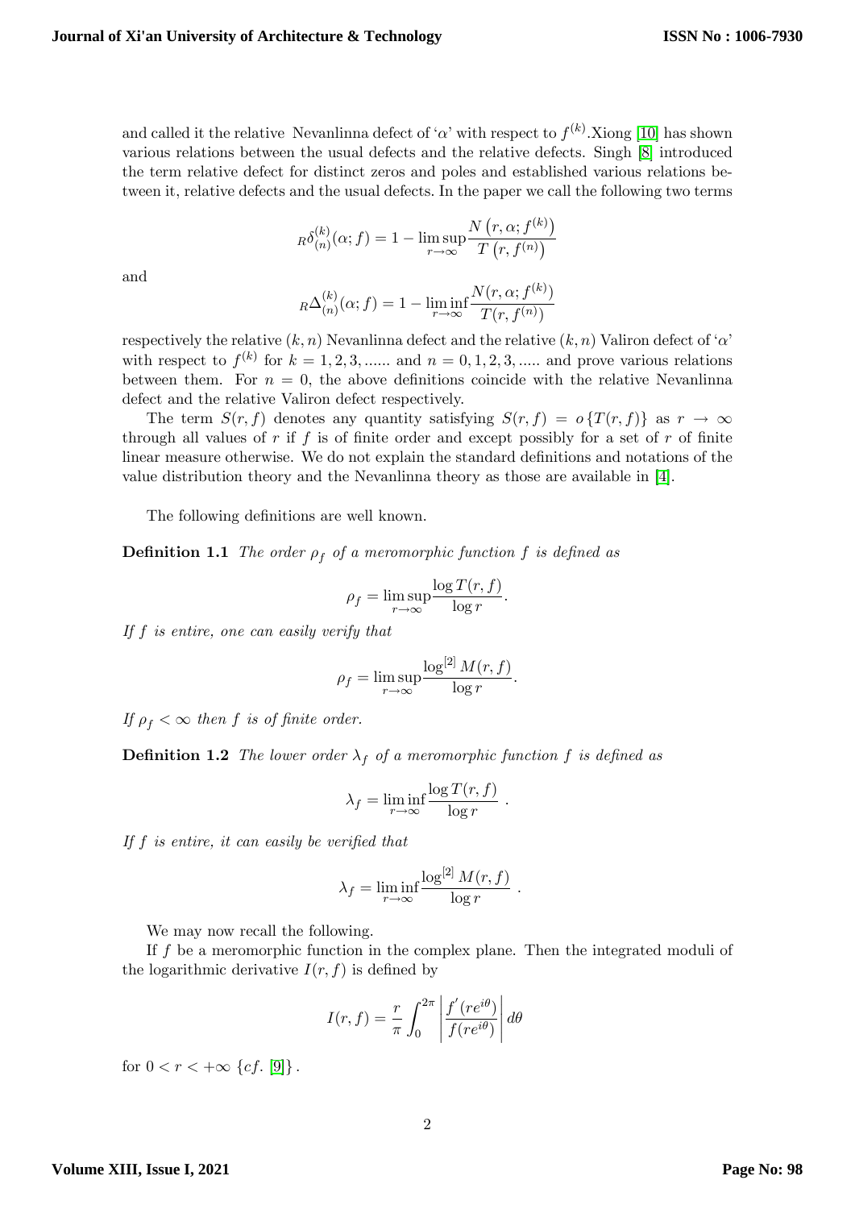and called it the relative Nevanlinna defect of '$\alpha$' with respect to $f^{(k)}$.Xiong [10] has shown various relations between the usual defects and the relative defects. Singh [8] introduced the term relative defect for distinct zeros and poles and established various relations between it, relative defects and the usual defects. In the paper we call the following two terms

$$_{R}\delta_{(n)}^{(k)}(\alpha;f)=1-\limsup_{r\to\infty}\frac{N\left(r,\alpha;f^{(k)}\right)}{T\left(r,f^{(n)}\right)}$$

and

$$_{R}\Delta_{(n)}^{(k)}(\alpha;f)=1-\liminf_{r\to\infty}\frac{N(r,\alpha;f^{(k)})}{T(r,f^{(n)})}$$

respectively the relative $(k,n)$ Nevanlinna defect and the relative $(k,n)$ Valiron defect of '$\alpha$' with respect to $f^{(k)}$ for $k=1,2,3,......$ and $n=0,1,2,3,.....$ and prove various relations between them. For $n=0$, the above definitions coincide with the relative Nevanlinna defect and the relative Valiron defect respectively.

The term $S(r,f)$ denotes any quantity satisfying $S(r,f)=o\{T(r,f)\}$ as $r\to\infty$ through all values of $r$ if $f$ is of finite order and except possibly for a set of $r$ of finite linear measure otherwise. We do not explain the standard definitions and notations of the value distribution theory and the Nevanlinna theory as those are available in [4].

The following definitions are well known.

**Definition 1.1** *The order $\rho_f$ of a meromorphic function $f$ is defined as*

$$\rho_f=\limsup_{r\to\infty}\frac{\log T(r,f)}{\log r}.$$

*If $f$ is entire, one can easily verify that*

$$\rho_f=\limsup_{r\to\infty}\frac{\log^{[2]}M(r,f)}{\log r}.$$

*If $\rho_f<\infty$ then $f$ is of finite order.*

**Definition 1.2** *The lower order $\lambda_f$ of a meromorphic function $f$ is defined as*

$$\lambda_f=\liminf_{r\to\infty}\frac{\log T(r,f)}{\log r}\ .$$

*If $f$ is entire, it can easily be verified that*

$$\lambda_f=\liminf_{r\to\infty}\frac{\log^{[2]}M(r,f)}{\log r}\ .$$

We may now recall the following.

If $f$ be a meromorphic function in the complex plane. Then the integrated moduli of the logarithmic derivative $I(r,f)$ is defined by

$$I(r,f)=\frac{r}{\pi}\int_0^{2\pi}\left|\frac{f^{'}(re^{i\theta})}{f(re^{i\theta})}\right|d\theta$$

for $0<r<+\infty$ $\{cf.$ [9]$\}$.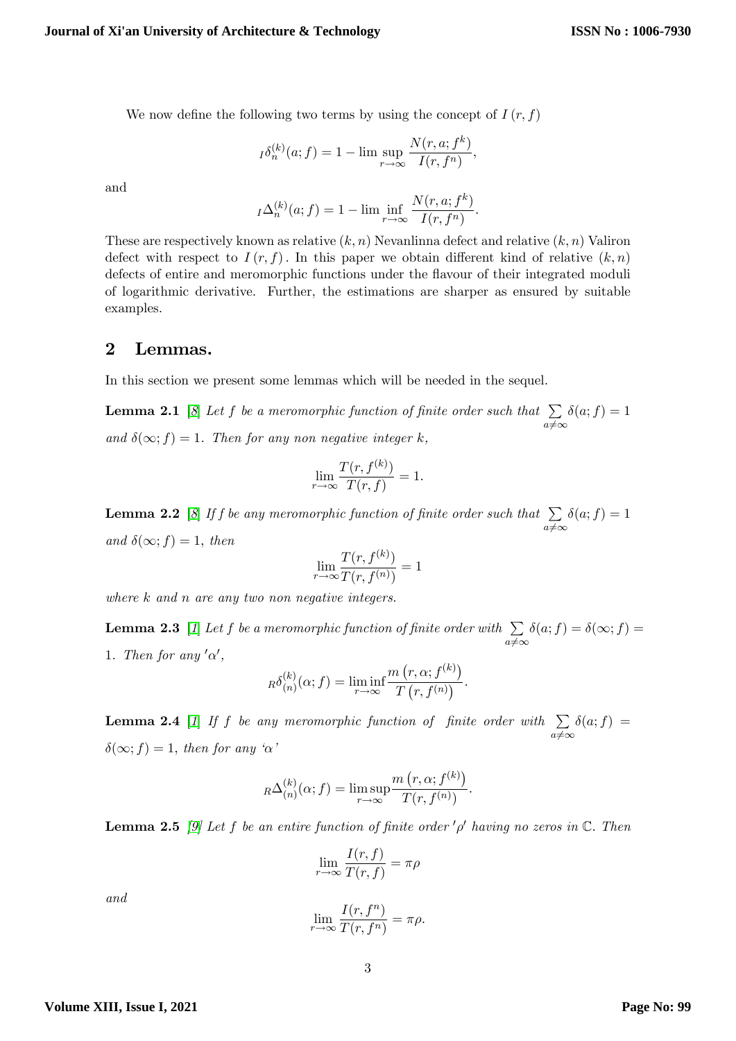We now define the following two terms by using the concept of $I\left(r,f\right)$

$$_{I}\delta_{n}^{(k)}(a;f)=1-\limsup_{r\to\infty}\frac{N(r,a;f^{k})}{I(r,f^{n})},$$

and

$$_{I}\Delta_{n}^{(k)}(a;f)=1-\liminf_{r\to\infty}\frac{N(r,a;f^{k})}{I(r,f^{n})}.$$

These are respectively known as relative $(k,n)$ Nevanlinna defect and relative $(k,n)$ Valiron defect with respect to $I\left(r,f\right)$. In this paper we obtain different kind of relative $(k,n)$ defects of entire and meromorphic functions under the flavour of their integrated moduli of logarithmic derivative. Further, the estimations are sharper as ensured by suitable examples.

## 2 Lemmas.

In this section we present some lemmas which will be needed in the sequel.

**Lemma 2.1** [8] *Let $f$ be a meromorphic function of finite order such that $\sum\limits_{a\neq\infty}\delta(a;f)=1$ and $\delta(\infty;f)=1$. Then for any non negative integer $k$,*

$$\lim_{r\to\infty}\frac{T(r,f^{(k)})}{T(r,f)}=1.$$

**Lemma 2.2** [8] *If $f$ be any meromorphic function of finite order such that $\sum\limits_{a\neq\infty}\delta(a;f)=1$ and $\delta(\infty;f)=1$, then*

$$\lim_{r\to\infty}\frac{T(r,f^{(k)})}{T(r,f^{(n)})}=1$$

*where $k$ and $n$ are any two non negative integers.*

**Lemma 2.3** [1] *Let $f$ be a meromorphic function of finite order with $\sum\limits_{a\neq\infty}\delta(a;f)=\delta(\infty;f)=1$. Then for any $'\alpha'$,*

$$_{R}\delta_{(n)}^{(k)}(\alpha;f)=\liminf_{r\to\infty}\frac{m\left(r,\alpha;f^{(k)}\right)}{T\left(r,f^{(n)}\right)}.$$

**Lemma 2.4** [1] *If $f$ be any meromorphic function of finite order with $\sum\limits_{a\neq\infty}\delta(a;f)=\delta(\infty;f)=1$, then for any '$\alpha$'*

$$_{R}\Delta_{(n)}^{(k)}(\alpha;f)=\limsup_{r\to\infty}\frac{m\left(r,\alpha;f^{(k)}\right)}{T(r,f^{(n)})}.$$

**Lemma 2.5** [9] *Let $f$ be an entire function of finite order $'\rho'$ having no zeros in $\mathbb{C}$. Then*

$$\lim_{r\to\infty}\frac{I(r,f)}{T(r,f)}=\pi\rho$$

*and*

$$\lim_{r\to\infty}\frac{I(r,f^{n})}{T(r,f^{n})}=\pi\rho.$$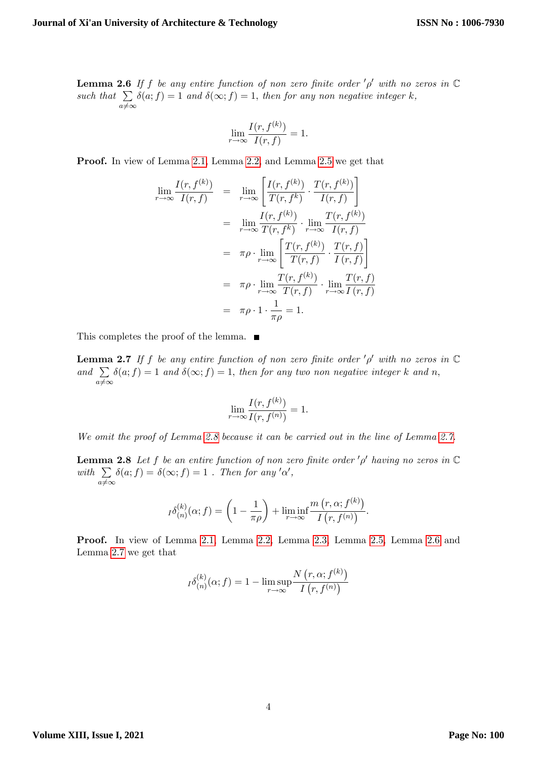**Lemma 2.6** *If $f$ be any entire function of non zero finite order $'\rho'$ with no zeros in $\mathbb{C}$ such that $\sum_{a\neq\infty}\delta(a;f)=1$ and $\delta(\infty;f)=1$, then for any non negative integer $k$,*

$$\lim_{r\to\infty}\frac{I(r,f^{(k)})}{I(r,f)}=1.$$

**Proof.** In view of Lemma 2.1, Lemma 2.2, and Lemma 2.5 we get that

$$\begin{aligned}
\lim_{r\to\infty}\frac{I(r,f^{(k)})}{I(r,f)} &= \lim_{r\to\infty}\left[\frac{I(r,f^{(k)})}{T(r,f^{k})}\cdot\frac{T(r,f^{(k)})}{I(r,f)}\right]\\
&= \lim_{r\to\infty}\frac{I(r,f^{(k)})}{T(r,f^{k})}\cdot\lim_{r\to\infty}\frac{T(r,f^{(k)})}{I(r,f)}\\
&= \pi\rho\cdot\lim_{r\to\infty}\left[\frac{T(r,f^{(k)})}{T(r,f)}\cdot\frac{T(r,f)}{I(r,f)}\right]\\
&= \pi\rho\cdot\lim_{r\to\infty}\frac{T(r,f^{(k)})}{T(r,f)}\cdot\lim_{r\to\infty}\frac{T(r,f)}{I(r,f)}\\
&= \pi\rho\cdot 1\cdot\frac{1}{\pi\rho}=1.
\end{aligned}$$

This completes the proof of the lemma. ∎

**Lemma 2.7** *If $f$ be any entire function of non zero finite order $'\rho'$ with no zeros in $\mathbb{C}$ and $\sum_{a\neq\infty}\delta(a;f)=1$ and $\delta(\infty;f)=1$, then for any two non negative integer $k$ and $n$,*

$$\lim_{r\to\infty}\frac{I(r,f^{(k)})}{I(r,f^{(n)})}=1.$$

*We omit the proof of Lemma 2.8 because it can be carried out in the line of Lemma 2.7.*

**Lemma 2.8** *Let $f$ be an entire function of non zero finite order $'\rho'$ having no zeros in $\mathbb{C}$ with $\sum_{a\neq\infty}\delta(a;f)=\delta(\infty;f)=1$ . Then for any $'\alpha'$,*

$${}_{I}\delta_{(n)}^{(k)}(\alpha;f)=\left(1-\frac{1}{\pi\rho}\right)+\liminf_{r\to\infty}\frac{m\left(r,\alpha;f^{(k)}\right)}{I\left(r,f^{(n)}\right)}.$$

**Proof.** In view of Lemma 2.1, Lemma 2.2, Lemma 2.3, Lemma 2.5, Lemma 2.6 and Lemma 2.7 we get that

$${}_{I}\delta_{(n)}^{(k)}(\alpha;f)=1-\limsup_{r\to\infty}\frac{N\left(r,\alpha;f^{(k)}\right)}{I\left(r,f^{(n)}\right)}$$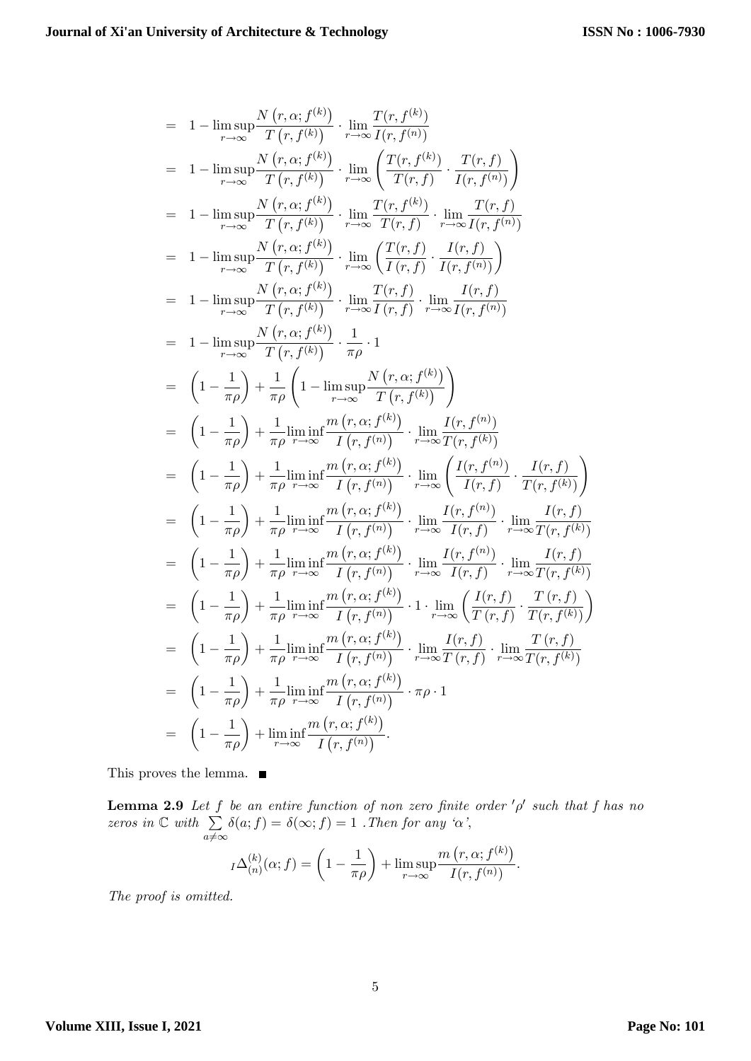$$
\begin{aligned}
&= 1-\limsup_{r\to\infty}\frac{N\left(r,\alpha;f^{(k)}\right)}{T\left(r,f^{(k)}\right)}\cdot\lim_{r\to\infty}\frac{T(r,f^{(k)})}{I(r,f^{(n)})}\\
&= 1-\limsup_{r\to\infty}\frac{N\left(r,\alpha;f^{(k)}\right)}{T\left(r,f^{(k)}\right)}\cdot\lim_{r\to\infty}\left(\frac{T(r,f^{(k)})}{T(r,f)}\cdot\frac{T(r,f)}{I(r,f^{(n)})}\right)\\
&= 1-\limsup_{r\to\infty}\frac{N\left(r,\alpha;f^{(k)}\right)}{T\left(r,f^{(k)}\right)}\cdot\lim_{r\to\infty}\frac{T(r,f^{(k)})}{T(r,f)}\cdot\lim_{r\to\infty}\frac{T(r,f)}{I(r,f^{(n)})}\\
&= 1-\limsup_{r\to\infty}\frac{N\left(r,\alpha;f^{(k)}\right)}{T\left(r,f^{(k)}\right)}\cdot\lim_{r\to\infty}\left(\frac{T(r,f)}{I\left(r,f\right)}\cdot\frac{I(r,f)}{I(r,f^{(n)})}\right)\\
&= 1-\limsup_{r\to\infty}\frac{N\left(r,\alpha;f^{(k)}\right)}{T\left(r,f^{(k)}\right)}\cdot\lim_{r\to\infty}\frac{T(r,f)}{I\left(r,f\right)}\cdot\lim_{r\to\infty}\frac{I(r,f)}{I(r,f^{(n)})}\\
&= 1-\limsup_{r\to\infty}\frac{N\left(r,\alpha;f^{(k)}\right)}{T\left(r,f^{(k)}\right)}\cdot\frac{1}{\pi\rho}\cdot 1\\
&= \left(1-\frac{1}{\pi\rho}\right)+\frac{1}{\pi\rho}\left(1-\limsup_{r\to\infty}\frac{N\left(r,\alpha;f^{(k)}\right)}{T\left(r,f^{(k)}\right)}\right)\\
&= \left(1-\frac{1}{\pi\rho}\right)+\frac{1}{\pi\rho}\liminf_{r\to\infty}\frac{m\left(r,\alpha;f^{(k)}\right)}{I\left(r,f^{(n)}\right)}\cdot\lim_{r\to\infty}\frac{I(r,f^{(n)})}{T(r,f^{(k)})}\\
&= \left(1-\frac{1}{\pi\rho}\right)+\frac{1}{\pi\rho}\liminf_{r\to\infty}\frac{m\left(r,\alpha;f^{(k)}\right)}{I\left(r,f^{(n)}\right)}\cdot\lim_{r\to\infty}\left(\frac{I(r,f^{(n)})}{I(r,f)}\cdot\frac{I(r,f)}{T(r,f^{(k)})}\right)\\
&= \left(1-\frac{1}{\pi\rho}\right)+\frac{1}{\pi\rho}\liminf_{r\to\infty}\frac{m\left(r,\alpha;f^{(k)}\right)}{I\left(r,f^{(n)}\right)}\cdot\lim_{r\to\infty}\frac{I(r,f^{(n)})}{I(r,f)}\cdot\lim_{r\to\infty}\frac{I(r,f)}{T(r,f^{(k)})}\\
&= \left(1-\frac{1}{\pi\rho}\right)+\frac{1}{\pi\rho}\liminf_{r\to\infty}\frac{m\left(r,\alpha;f^{(k)}\right)}{I\left(r,f^{(n)}\right)}\cdot\lim_{r\to\infty}\frac{I(r,f^{(n)})}{I(r,f)}\cdot\lim_{r\to\infty}\frac{I(r,f)}{T(r,f^{(k)})}\\
&= \left(1-\frac{1}{\pi\rho}\right)+\frac{1}{\pi\rho}\liminf_{r\to\infty}\frac{m\left(r,\alpha;f^{(k)}\right)}{I\left(r,f^{(n)}\right)}\cdot 1\cdot\lim_{r\to\infty}\left(\frac{I(r,f)}{T\left(r,f\right)}\cdot\frac{T\left(r,f\right)}{T(r,f^{(k)})}\right)\\
&= \left(1-\frac{1}{\pi\rho}\right)+\frac{1}{\pi\rho}\liminf_{r\to\infty}\frac{m\left(r,\alpha;f^{(k)}\right)}{I\left(r,f^{(n)}\right)}\cdot\lim_{r\to\infty}\frac{I(r,f)}{T\left(r,f\right)}\cdot\lim_{r\to\infty}\frac{T\left(r,f\right)}{T(r,f^{(k)})}\\
&= \left(1-\frac{1}{\pi\rho}\right)+\frac{1}{\pi\rho}\liminf_{r\to\infty}\frac{m\left(r,\alpha;f^{(k)}\right)}{I\left(r,f^{(n)}\right)}\cdot\pi\rho\cdot 1\\
&= \left(1-\frac{1}{\pi\rho}\right)+\liminf_{r\to\infty}\frac{m\left(r,\alpha;f^{(k)}\right)}{I\left(r,f^{(n)}\right)}.
\end{aligned}
$$

This proves the lemma. ∎

**Lemma 2.9** *Let $f$ be an entire function of non zero finite order '$\rho$' such that $f$ has no zeros in $\mathbb{C}$ with $\sum\limits_{a\neq\infty}\delta(a;f)=\delta(\infty;f)=1$ . Then for any '$\alpha$',*

$$
{}_I\Delta_{(n)}^{(k)}(\alpha;f)=\left(1-\frac{1}{\pi\rho}\right)+\limsup_{r\to\infty}\frac{m\left(r,\alpha;f^{(k)}\right)}{I(r,f^{(n)})}.
$$

*The proof is omitted.*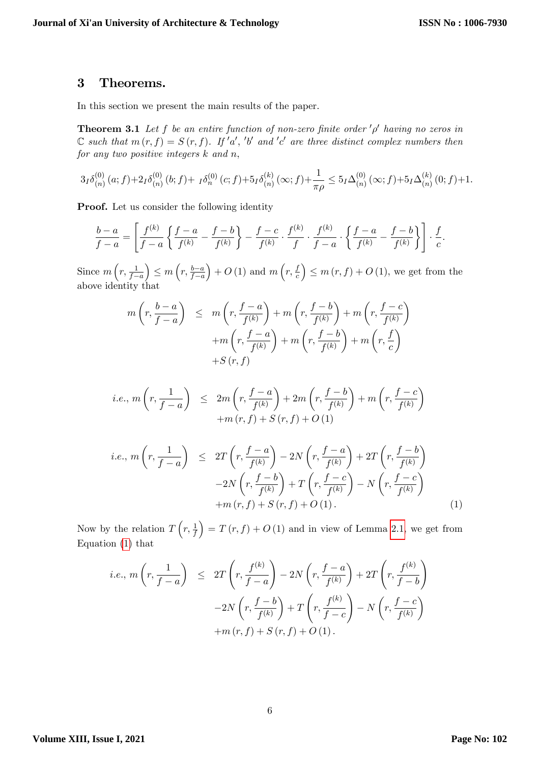## 3 Theorems.

In this section we present the main results of the paper.

**Theorem 3.1** *Let $f$ be an entire function of non-zero finite order $'\rho'$ having no zeros in $\mathbb{C}$ such that $m(r,f) = S(r,f)$. If $'a'$, $'b'$ and $'c'$ are three distinct complex numbers then for any two positive integers $k$ and $n$,*

$$3_I\delta^{(0)}_{(n)}(a;f)+2_I\delta^{(0)}_{(n)}(b;f)+\ _I\delta^{(0)}_{n}(c;f)+5_I\delta^{(k)}_{(n)}(\infty;f)+\frac{1}{\pi\rho} \leq 5_I\Delta^{(0)}_{(n)}(\infty;f)+5_I\Delta^{(k)}_{(n)}(0;f)+1.$$

**Proof.** Let us consider the following identity

$$\frac{b-a}{f-a} = \left[\frac{f^{(k)}}{f-a}\left\{\frac{f-a}{f^{(k)}} - \frac{f-b}{f^{(k)}}\right\} - \frac{f-c}{f^{(k)}}\cdot\frac{f^{(k)}}{f}\cdot\frac{f^{(k)}}{f-a}\cdot\left\{\frac{f-a}{f^{(k)}} - \frac{f-b}{f^{(k)}}\right\}\right]\cdot\frac{f}{c}.$$

Since $m\left(r,\frac{1}{f-a}\right) \leq m\left(r,\frac{b-a}{f-a}\right) + O(1)$ and $m\left(r,\frac{f}{c}\right) \leq m(r,f) + O(1)$, we get from the above identity that

$$\begin{aligned}
m\left(r,\frac{b-a}{f-a}\right) &\leq m\left(r,\frac{f-a}{f^{(k)}}\right) + m\left(r,\frac{f-b}{f^{(k)}}\right) + m\left(r,\frac{f-c}{f^{(k)}}\right) \\
&\quad + m\left(r,\frac{f-a}{f^{(k)}}\right) + m\left(r,\frac{f-b}{f^{(k)}}\right) + m\left(r,\frac{f}{c}\right) \\
&\quad + S(r,f)
\end{aligned}$$

$$\begin{aligned}
i.e.,\ m\left(r,\frac{1}{f-a}\right) &\leq 2m\left(r,\frac{f-a}{f^{(k)}}\right) + 2m\left(r,\frac{f-b}{f^{(k)}}\right) + m\left(r,\frac{f-c}{f^{(k)}}\right) \\
&\quad + m(r,f) + S(r,f) + O(1)
\end{aligned}$$

$$\begin{aligned}
i.e.,\ m\left(r,\frac{1}{f-a}\right) &\leq 2T\left(r,\frac{f-a}{f^{(k)}}\right) - 2N\left(r,\frac{f-a}{f^{(k)}}\right) + 2T\left(r,\frac{f-b}{f^{(k)}}\right) \\
&\quad - 2N\left(r,\frac{f-b}{f^{(k)}}\right) + T\left(r,\frac{f-c}{f^{(k)}}\right) - N\left(r,\frac{f-c}{f^{(k)}}\right) \\
&\quad + m(r,f) + S(r,f) + O(1). \qquad (1)
\end{aligned}$$

Now by the relation $T\left(r,\frac{1}{f}\right) = T(r,f) + O(1)$ and in view of Lemma 2.1, we get from Equation (1) that

$$\begin{aligned}
i.e.,\ m\left(r,\frac{1}{f-a}\right) &\leq 2T\left(r,\frac{f^{(k)}}{f-a}\right) - 2N\left(r,\frac{f-a}{f^{(k)}}\right) + 2T\left(r,\frac{f^{(k)}}{f-b}\right) \\
&\quad - 2N\left(r,\frac{f-b}{f^{(k)}}\right) + T\left(r,\frac{f^{(k)}}{f-c}\right) - N\left(r,\frac{f-c}{f^{(k)}}\right) \\
&\quad + m(r,f) + S(r,f) + O(1).
\end{aligned}$$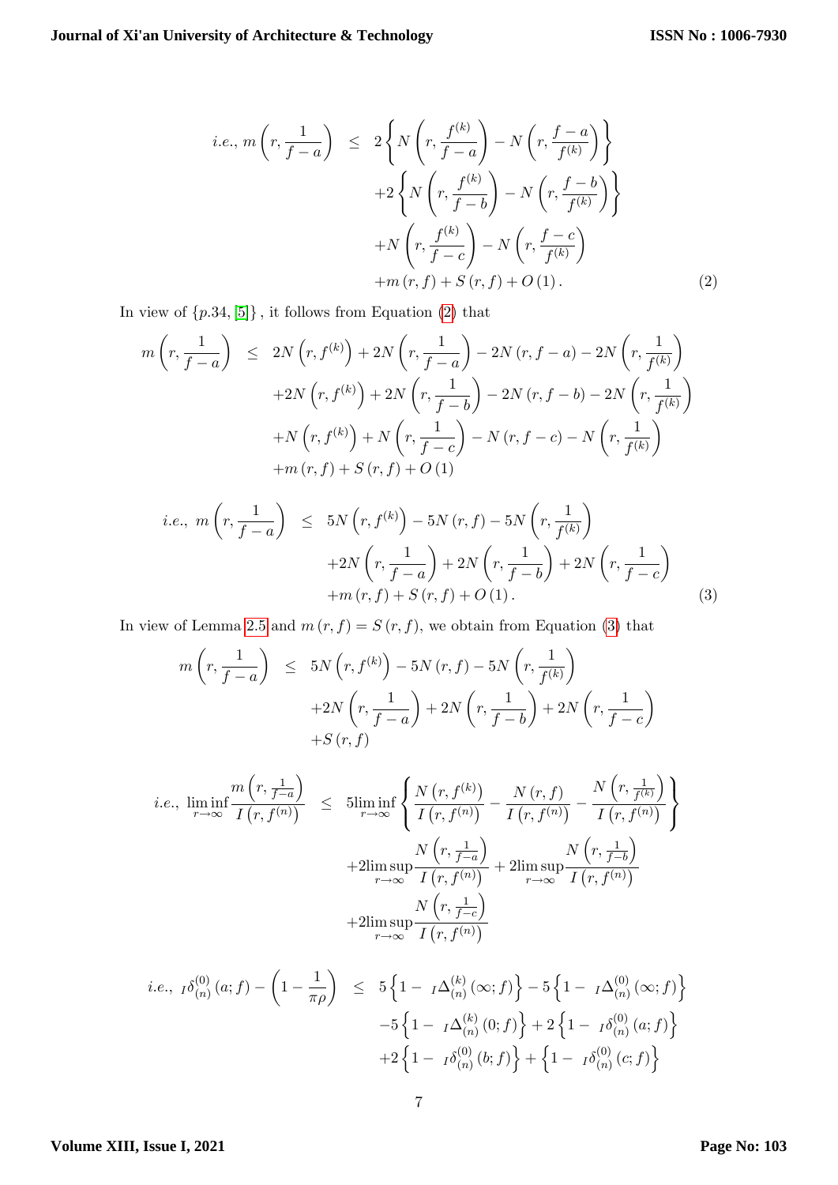$$
\begin{aligned}
i.e.,\ m\left(r,\frac{1}{f-a}\right) &\leq 2\left\{N\left(r,\frac{f^{(k)}}{f-a}\right)-N\left(r,\frac{f-a}{f^{(k)}}\right)\right\} \\
&\quad +2\left\{N\left(r,\frac{f^{(k)}}{f-b}\right)-N\left(r,\frac{f-b}{f^{(k)}}\right)\right\} \\
&\quad +N\left(r,\frac{f^{(k)}}{f-c}\right)-N\left(r,\frac{f-c}{f^{(k)}}\right) \\
&\quad +m\left(r,f\right)+S\left(r,f\right)+O\left(1\right). \qquad (2)
\end{aligned}
$$

In view of $\{p.34, [5]\}$, it follows from Equation (2) that

$$
\begin{aligned}
m\left(r,\frac{1}{f-a}\right) &\leq 2N\left(r,f^{(k)}\right)+2N\left(r,\frac{1}{f-a}\right)-2N\left(r,f-a\right)-2N\left(r,\frac{1}{f^{(k)}}\right) \\
&\quad +2N\left(r,f^{(k)}\right)+2N\left(r,\frac{1}{f-b}\right)-2N\left(r,f-b\right)-2N\left(r,\frac{1}{f^{(k)}}\right) \\
&\quad +N\left(r,f^{(k)}\right)+N\left(r,\frac{1}{f-c}\right)-N\left(r,f-c\right)-N\left(r,\frac{1}{f^{(k)}}\right) \\
&\quad +m\left(r,f\right)+S\left(r,f\right)+O\left(1\right)
\end{aligned}
$$

$$
\begin{aligned}
i.e.,\ m\left(r,\frac{1}{f-a}\right) &\leq 5N\left(r,f^{(k)}\right)-5N\left(r,f\right)-5N\left(r,\frac{1}{f^{(k)}}\right) \\
&\quad +2N\left(r,\frac{1}{f-a}\right)+2N\left(r,\frac{1}{f-b}\right)+2N\left(r,\frac{1}{f-c}\right) \\
&\quad +m\left(r,f\right)+S\left(r,f\right)+O\left(1\right). \qquad (3)
\end{aligned}
$$

In view of Lemma 2.5 and $m\left(r,f\right)=S\left(r,f\right)$, we obtain from Equation (3) that

$$
\begin{aligned}
m\left(r,\frac{1}{f-a}\right) &\leq 5N\left(r,f^{(k)}\right)-5N\left(r,f\right)-5N\left(r,\frac{1}{f^{(k)}}\right) \\
&\quad +2N\left(r,\frac{1}{f-a}\right)+2N\left(r,\frac{1}{f-b}\right)+2N\left(r,\frac{1}{f-c}\right) \\
&\quad +S\left(r,f\right)
\end{aligned}
$$

$$
\begin{aligned}
i.e.,\ \liminf_{r\to\infty}\frac{m\left(r,\frac{1}{f-a}\right)}{I\left(r,f^{(n)}\right)} &\leq 5\liminf_{r\to\infty}\left\{\frac{N\left(r,f^{(k)}\right)}{I\left(r,f^{(n)}\right)}-\frac{N\left(r,f\right)}{I\left(r,f^{(n)}\right)}-\frac{N\left(r,\frac{1}{f^{(k)}}\right)}{I\left(r,f^{(n)}\right)}\right\} \\
&\quad +2\limsup_{r\to\infty}\frac{N\left(r,\frac{1}{f-a}\right)}{I\left(r,f^{(n)}\right)}+2\limsup_{r\to\infty}\frac{N\left(r,\frac{1}{f-b}\right)}{I\left(r,f^{(n)}\right)} \\
&\quad +2\limsup_{r\to\infty}\frac{N\left(r,\frac{1}{f-c}\right)}{I\left(r,f^{(n)}\right)}
\end{aligned}
$$

$$
\begin{aligned}
i.e.,\ {}_I\delta_{(n)}^{(0)}\left(a;f\right)-\left(1-\frac{1}{\pi\rho}\right) &\leq 5\left\{1-\ {}_I\Delta_{(n)}^{(k)}\left(\infty;f\right)\right\}-5\left\{1-\ {}_I\Delta_{(n)}^{(0)}\left(\infty;f\right)\right\} \\
&\quad -5\left\{1-\ {}_I\Delta_{(n)}^{(k)}\left(0;f\right)\right\}+2\left\{1-\ {}_I\delta_{(n)}^{(0)}\left(a;f\right)\right\} \\
&\quad +2\left\{1-\ {}_I\delta_{(n)}^{(0)}\left(b;f\right)\right\}+\left\{1-\ {}_I\delta_{(n)}^{(0)}\left(c;f\right)\right\}
\end{aligned}
$$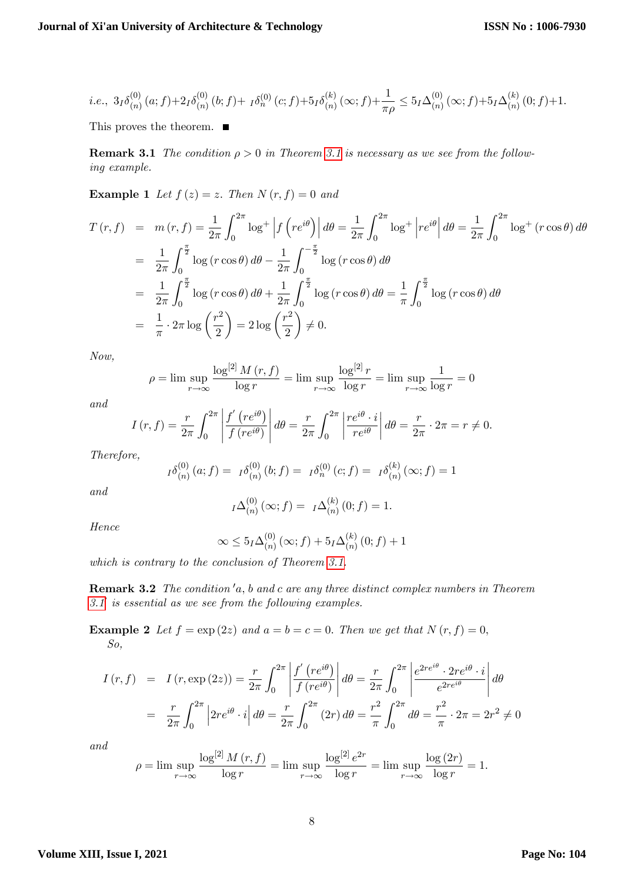$$i.e.,\ 3{}_I\delta_{(n)}^{(0)}(a;f)+2{}_I\delta_{(n)}^{(0)}(b;f)+{}_I\delta_{n}^{(0)}(c;f)+5{}_I\delta_{(n)}^{(k)}(\infty;f)+\frac{1}{\pi\rho}\leq 5{}_I\Delta_{(n)}^{(0)}(\infty;f)+5{}_I\Delta_{(n)}^{(k)}(0;f)+1.$$

This proves the theorem. ∎

**Remark 3.1** *The condition $\rho>0$ in Theorem 3.1 is necessary as we see from the following example.*

**Example 1** *Let $f(z)=z$. Then $N(r,f)=0$ and*

$$\begin{aligned}
T(r,f) &= m(r,f)=\frac{1}{2\pi}\int_0^{2\pi}\log^+\left|f\left(re^{i\theta}\right)\right|d\theta=\frac{1}{2\pi}\int_0^{2\pi}\log^+\left|re^{i\theta}\right|d\theta=\frac{1}{2\pi}\int_0^{2\pi}\log^+(r\cos\theta)\,d\theta\\
&= \frac{1}{2\pi}\int_0^{\frac{\pi}{2}}\log(r\cos\theta)\,d\theta-\frac{1}{2\pi}\int_0^{-\frac{\pi}{2}}\log(r\cos\theta)\,d\theta\\
&= \frac{1}{2\pi}\int_0^{\frac{\pi}{2}}\log(r\cos\theta)\,d\theta+\frac{1}{2\pi}\int_0^{\frac{\pi}{2}}\log(r\cos\theta)\,d\theta=\frac{1}{\pi}\int_0^{\frac{\pi}{2}}\log(r\cos\theta)\,d\theta\\
&= \frac{1}{\pi}\cdot 2\pi\log\left(\frac{r^2}{2}\right)=2\log\left(\frac{r^2}{2}\right)\neq 0.
\end{aligned}$$

*Now,*

$$\rho=\limsup_{r\to\infty}\frac{\log^{[2]}M(r,f)}{\log r}=\limsup_{r\to\infty}\frac{\log^{[2]}r}{\log r}=\limsup_{r\to\infty}\frac{1}{\log r}=0$$

*and*

$$I(r,f)=\frac{r}{2\pi}\int_0^{2\pi}\left|\frac{f'\left(re^{i\theta}\right)}{f\left(re^{i\theta}\right)}\right|d\theta=\frac{r}{2\pi}\int_0^{2\pi}\left|\frac{re^{i\theta}\cdot i}{re^{i\theta}}\right|d\theta=\frac{r}{2\pi}\cdot 2\pi=r\neq 0.$$

*Therefore,*

$${}_I\delta_{(n)}^{(0)}(a;f)={}_I\delta_{(n)}^{(0)}(b;f)={}_I\delta_{n}^{(0)}(c;f)={}_I\delta_{(n)}^{(k)}(\infty;f)=1$$

*and*

$${}_I\Delta_{(n)}^{(0)}(\infty;f)={}_I\Delta_{(n)}^{(k)}(0;f)=1.$$

*Hence*

$$\infty\leq 5{}_I\Delta_{(n)}^{(0)}(\infty;f)+5{}_I\Delta_{(n)}^{(k)}(0;f)+1$$

*which is contrary to the conclusion of Theorem 3.1.*

**Remark 3.2** *The condition $'a,b$ and $c$ are any three distinct complex numbers in Theorem 3.1' is essential as we see from the following examples.*

**Example 2** *Let $f=\exp(2z)$ and $a=b=c=0$. Then we get that $N(r,f)=0$,*
*So,*

$$\begin{aligned}
I(r,f) &= I(r,\exp(2z))=\frac{r}{2\pi}\int_0^{2\pi}\left|\frac{f'\left(re^{i\theta}\right)}{f\left(re^{i\theta}\right)}\right|d\theta=\frac{r}{2\pi}\int_0^{2\pi}\left|\frac{e^{2re^{i\theta}}\cdot 2re^{i\theta}\cdot i}{e^{2re^{i\theta}}}\right|d\theta\\
&= \frac{r}{2\pi}\int_0^{2\pi}\left|2re^{i\theta}\cdot i\right|d\theta=\frac{r}{2\pi}\int_0^{2\pi}(2r)\,d\theta=\frac{r^2}{\pi}\int_0^{2\pi}d\theta=\frac{r^2}{\pi}\cdot 2\pi=2r^2\neq 0
\end{aligned}$$

*and*

$$\rho=\limsup_{r\to\infty}\frac{\log^{[2]}M(r,f)}{\log r}=\limsup_{r\to\infty}\frac{\log^{[2]}e^{2r}}{\log r}=\limsup_{r\to\infty}\frac{\log(2r)}{\log r}=1.$$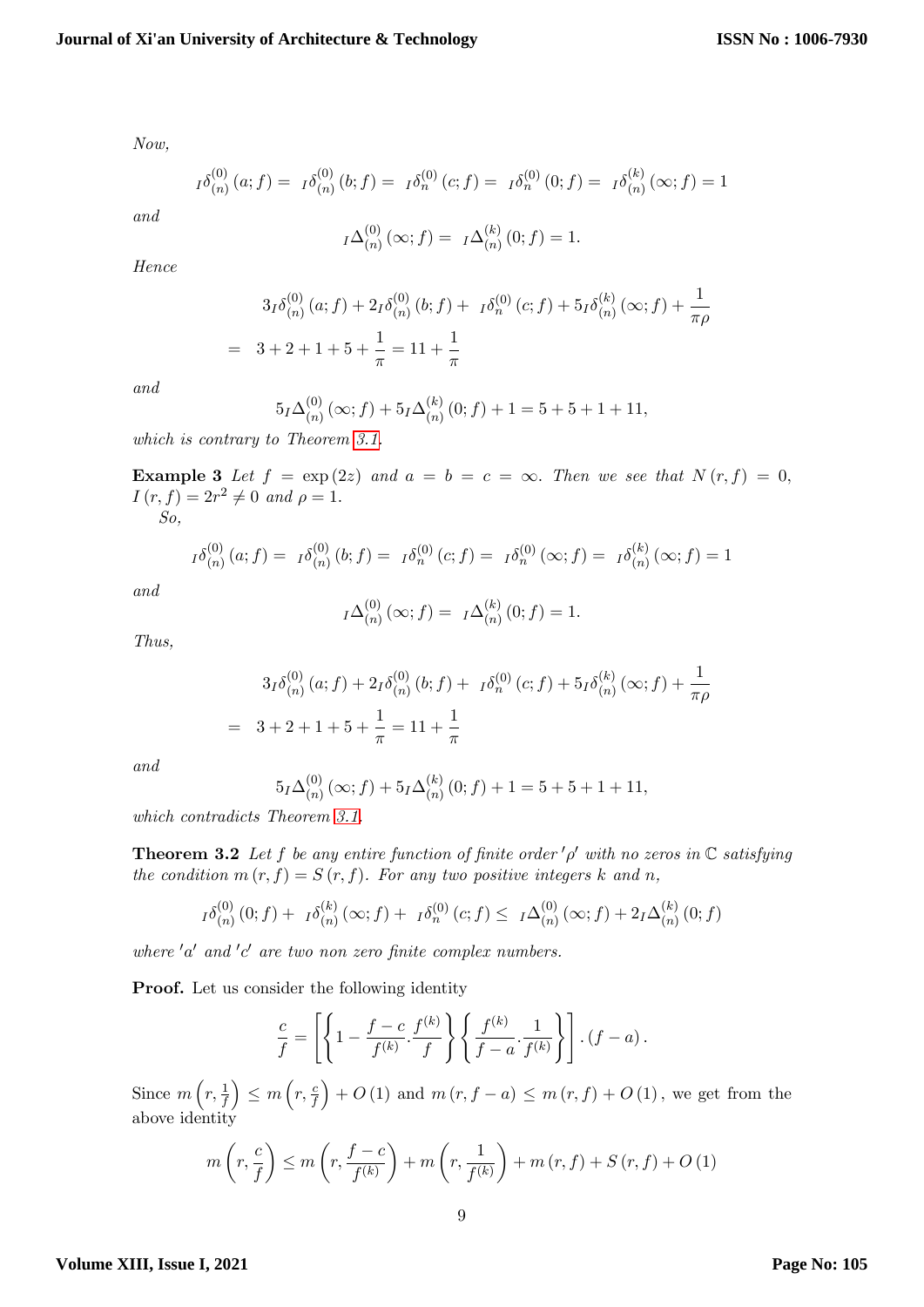*Now,*

$$ {}_I\delta_{(n)}^{(0)}(a;f) = {}_I\delta_{(n)}^{(0)}(b;f) = {}_I\delta_{n}^{(0)}(c;f) = {}_I\delta_{n}^{(0)}(0;f) = {}_I\delta_{(n)}^{(k)}(\infty;f) = 1 $$

*and*

$$ {}_I\Delta_{(n)}^{(0)}(\infty;f) = {}_I\Delta_{(n)}^{(k)}(0;f) = 1. $$

*Hence*

$$ \begin{aligned} & 3{}_I\delta_{(n)}^{(0)}(a;f) + 2{}_I\delta_{(n)}^{(0)}(b;f) + {}_I\delta_{n}^{(0)}(c;f) + 5{}_I\delta_{(n)}^{(k)}(\infty;f) + \frac{1}{\pi\rho} \\ = \; & 3+2+1+5+\frac{1}{\pi} = 11+\frac{1}{\pi} \end{aligned} $$

*and*

$$ 5{}_I\Delta_{(n)}^{(0)}(\infty;f) + 5{}_I\Delta_{(n)}^{(k)}(0;f) + 1 = 5+5+1+11, $$

*which is contrary to Theorem 3.1.*

**Example 3** *Let $f = \exp(2z)$ and $a = b = c = \infty$. Then we see that $N(r,f) = 0$, $I(r,f) = 2r^2 \neq 0$ and $\rho = 1$.*

*So,*

$$ {}_I\delta_{(n)}^{(0)}(a;f) = {}_I\delta_{(n)}^{(0)}(b;f) = {}_I\delta_{n}^{(0)}(c;f) = {}_I\delta_{n}^{(0)}(\infty;f) = {}_I\delta_{(n)}^{(k)}(\infty;f) = 1 $$

*and*

$$ {}_I\Delta_{(n)}^{(0)}(\infty;f) = {}_I\Delta_{(n)}^{(k)}(0;f) = 1. $$

*Thus,*

$$ \begin{aligned} & 3{}_I\delta_{(n)}^{(0)}(a;f) + 2{}_I\delta_{(n)}^{(0)}(b;f) + {}_I\delta_{n}^{(0)}(c;f) + 5{}_I\delta_{(n)}^{(k)}(\infty;f) + \frac{1}{\pi\rho} \\ = \; & 3+2+1+5+\frac{1}{\pi} = 11+\frac{1}{\pi} \end{aligned} $$

*and*

$$ 5{}_I\Delta_{(n)}^{(0)}(\infty;f) + 5{}_I\Delta_{(n)}^{(k)}(0;f) + 1 = 5+5+1+11, $$

*which contradicts Theorem 3.1.*

**Theorem 3.2** *Let $f$ be any entire function of finite order $'\rho'$ with no zeros in $\mathbb{C}$ satisfying the condition $m(r,f) = S(r,f)$. For any two positive integers $k$ and $n$,*

$$ {}_I\delta_{(n)}^{(0)}(0;f) + {}_I\delta_{(n)}^{(k)}(\infty;f) + {}_I\delta_{n}^{(0)}(c;f) \leq {}_I\Delta_{(n)}^{(0)}(\infty;f) + 2{}_I\Delta_{(n)}^{(k)}(0;f) $$

*where $'a'$ and $'c'$ are two non zero finite complex numbers.*

**Proof.** Let us consider the following identity

$$ \frac{c}{f} = \left[\left\{1 - \frac{f-c}{f^{(k)}}.\frac{f^{(k)}}{f}\right\}\left\{\frac{f^{(k)}}{f-a}.\frac{1}{f^{(k)}}\right\}\right].(f-a). $$

Since $m\left(r,\frac{1}{f}\right) \leq m\left(r,\frac{c}{f}\right) + O(1)$ and $m(r,f-a) \leq m(r,f) + O(1)$, we get from the above identity

$$ m\left(r,\frac{c}{f}\right) \leq m\left(r,\frac{f-c}{f^{(k)}}\right) + m\left(r,\frac{1}{f^{(k)}}\right) + m(r,f) + S(r,f) + O(1) $$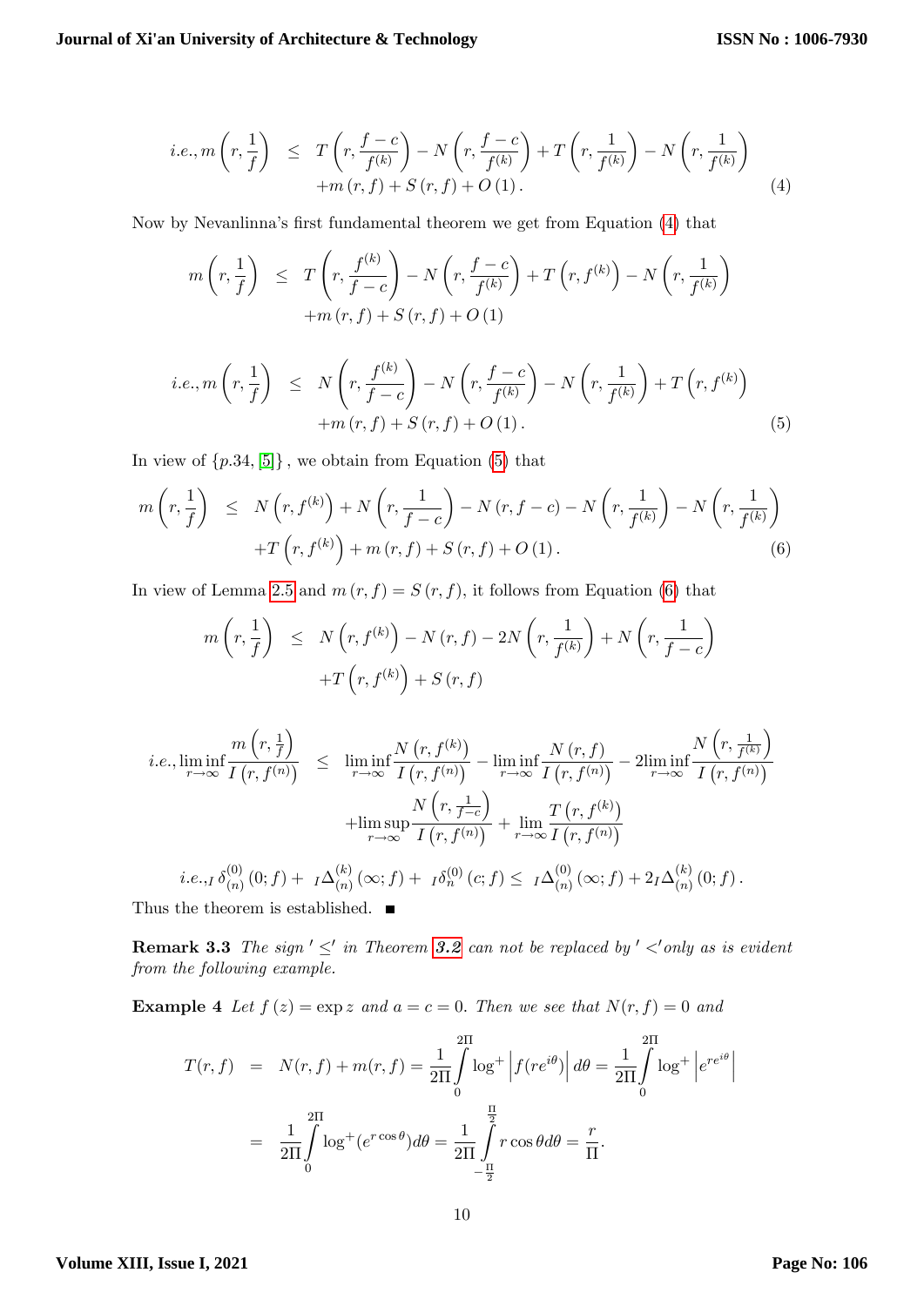$$i.e., m\left(r,\frac{1}{f}\right) \leq T\left(r,\frac{f-c}{f^{(k)}}\right)-N\left(r,\frac{f-c}{f^{(k)}}\right)+T\left(r,\frac{1}{f^{(k)}}\right)-N\left(r,\frac{1}{f^{(k)}}\right)$$
$$+m\left(r,f\right)+S\left(r,f\right)+O\left(1\right). \tag{4}$$

Now by Nevanlinna's first fundamental theorem we get from Equation (4) that

$$m\left(r,\frac{1}{f}\right) \leq T\left(r,\frac{f^{(k)}}{f-c}\right)-N\left(r,\frac{f-c}{f^{(k)}}\right)+T\left(r,f^{(k)}\right)-N\left(r,\frac{1}{f^{(k)}}\right)$$
$$+m\left(r,f\right)+S\left(r,f\right)+O\left(1\right)$$

$$i.e., m\left(r,\frac{1}{f}\right) \leq N\left(r,\frac{f^{(k)}}{f-c}\right)-N\left(r,\frac{f-c}{f^{(k)}}\right)-N\left(r,\frac{1}{f^{(k)}}\right)+T\left(r,f^{(k)}\right)$$
$$+m\left(r,f\right)+S\left(r,f\right)+O\left(1\right). \tag{5}$$

In view of $\{p.34, [5]\}$, we obtain from Equation (5) that

$$m\left(r,\frac{1}{f}\right) \leq N\left(r,f^{(k)}\right)+N\left(r,\frac{1}{f-c}\right)-N\left(r,f-c\right)-N\left(r,\frac{1}{f^{(k)}}\right)-N\left(r,\frac{1}{f^{(k)}}\right)$$
$$+T\left(r,f^{(k)}\right)+m\left(r,f\right)+S\left(r,f\right)+O\left(1\right). \tag{6}$$

In view of Lemma 2.5 and $m\left(r,f\right)=S\left(r,f\right)$, it follows from Equation (6) that

$$m\left(r,\frac{1}{f}\right) \leq N\left(r,f^{(k)}\right)-N\left(r,f\right)-2N\left(r,\frac{1}{f^{(k)}}\right)+N\left(r,\frac{1}{f-c}\right)$$
$$+T\left(r,f^{(k)}\right)+S\left(r,f\right)$$

$$i.e., \liminf_{r\to\infty}\frac{m\left(r,\frac{1}{f}\right)}{I\left(r,f^{(n)}\right)} \leq \liminf_{r\to\infty}\frac{N\left(r,f^{(k)}\right)}{I\left(r,f^{(n)}\right)}-\liminf_{r\to\infty}\frac{N\left(r,f\right)}{I\left(r,f^{(n)}\right)}-2\liminf_{r\to\infty}\frac{N\left(r,\frac{1}{f^{(k)}}\right)}{I\left(r,f^{(n)}\right)}$$
$$+\limsup_{r\to\infty}\frac{N\left(r,\frac{1}{f-c}\right)}{I\left(r,f^{(n)}\right)}+\lim_{r\to\infty}\frac{T\left(r,f^{(k)}\right)}{I\left(r,f^{(n)}\right)}$$

$$i.e., {}_I\delta_{(n)}^{(0)}\left(0;f\right)+{}_I\Delta_{(n)}^{(k)}\left(\infty;f\right)+{}_I\delta_{n}^{(0)}\left(c;f\right)\leq {}_I\Delta_{(n)}^{(0)}\left(\infty;f\right)+2{}_I\Delta_{(n)}^{(k)}\left(0;f\right).$$

Thus the theorem is established. ■

**Remark 3.3** *The sign $'\leq'$ in Theorem 3.2 can not be replaced by $'<'$only as is evident from the following example.*

**Example 4** *Let $f(z)=\exp z$ and $a=c=0$. Then we see that $N(r,f)=0$ and*

$$T(r,f) = N(r,f)+m(r,f)=\frac{1}{2\Pi}\int_0^{2\Pi}\log^+\left|f(re^{i\theta})\right|d\theta=\frac{1}{2\Pi}\int_0^{2\Pi}\log^+\left|e^{re^{i\theta}}\right|$$
$$= \frac{1}{2\Pi}\int_0^{2\Pi}\log^+(e^{r\cos\theta})d\theta=\frac{1}{2\Pi}\int_{-\frac{\Pi}{2}}^{\frac{\Pi}{2}}r\cos\theta d\theta=\frac{r}{\Pi}.$$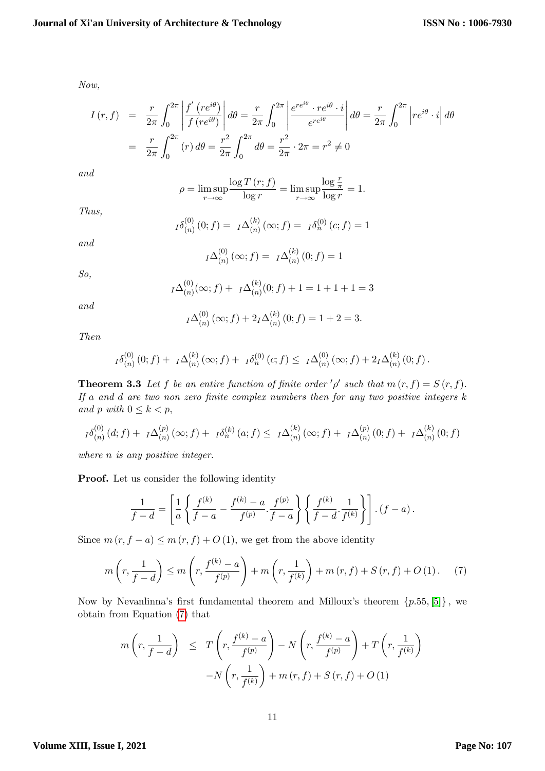*Now,*

$$\begin{aligned} I(r,f) &= \frac{r}{2\pi}\int_0^{2\pi}\left|\frac{f'\left(re^{i\theta}\right)}{f\left(re^{i\theta}\right)}\right|d\theta = \frac{r}{2\pi}\int_0^{2\pi}\left|\frac{e^{re^{i\theta}}\cdot re^{i\theta}\cdot i}{e^{re^{i\theta}}}\right|d\theta = \frac{r}{2\pi}\int_0^{2\pi}\left|re^{i\theta}\cdot i\right|d\theta \\ &= \frac{r}{2\pi}\int_0^{2\pi}(r)\,d\theta = \frac{r^2}{2\pi}\int_0^{2\pi}d\theta = \frac{r^2}{2\pi}\cdot 2\pi = r^2 \neq 0 \end{aligned}$$

*and*

$$\rho = \limsup_{r\to\infty}\frac{\log T(r;f)}{\log r} = \limsup_{r\to\infty}\frac{\log\frac{r}{\pi}}{\log r} = 1.$$

*Thus,*

$${}_I\delta^{(0)}_{(n)}(0;f) = {}_I\Delta^{(k)}_{(n)}(\infty;f) = {}_I\delta^{(0)}_{n}(c;f) = 1$$

*and*

$${}_I\Delta^{(0)}_{(n)}(\infty;f) = {}_I\Delta^{(k)}_{(n)}(0;f) = 1$$

*So,*

$${}_I\Delta^{(0)}_{(n)}(\infty;f) + {}_I\Delta^{(k)}_{(n)}(0;f) + 1 = 1+1+1 = 3$$

*and*

$${}_I\Delta^{(0)}_{(n)}(\infty;f) + 2{}_I\Delta^{(k)}_{(n)}(0;f) = 1+2 = 3.$$

*Then*

$${}_I\delta^{(0)}_{(n)}(0;f) + {}_I\Delta^{(k)}_{(n)}(\infty;f) + {}_I\delta^{(0)}_{n}(c;f) \le {}_I\Delta^{(0)}_{(n)}(\infty;f) + 2{}_I\Delta^{(k)}_{(n)}(0;f).$$

**Theorem 3.3** *Let $f$ be an entire function of finite order $'\rho'$ such that $m(r,f) = S(r,f)$. If $a$ and $d$ are two non zero finite complex numbers then for any two positive integers $k$ and $p$ with $0 \le k < p$,*

$${}_I\delta^{(0)}_{(n)}(d;f) + {}_I\Delta^{(p)}_{(n)}(\infty;f) + {}_I\delta^{(k)}_{n}(a;f) \le {}_I\Delta^{(k)}_{(n)}(\infty;f) + {}_I\Delta^{(p)}_{(n)}(0;f) + {}_I\Delta^{(k)}_{(n)}(0;f)$$

*where $n$ is any positive integer.*

**Proof.** Let us consider the following identity

$$\frac{1}{f-d} = \left[\frac{1}{a}\left\{\frac{f^{(k)}}{f-a} - \frac{f^{(k)}-a}{f^{(p)}}.\frac{f^{(p)}}{f-a}\right\}\left\{\frac{f^{(k)}}{f-d}.\frac{1}{f^{(k)}}\right\}\right].(f-a).$$

Since $m(r,f-a) \le m(r,f) + O(1)$, we get from the above identity

$$m\left(r,\frac{1}{f-d}\right) \le m\left(r,\frac{f^{(k)}-a}{f^{(p)}}\right) + m\left(r,\frac{1}{f^{(k)}}\right) + m(r,f) + S(r,f) + O(1). \quad (7)$$

Now by Nevanlinna's first fundamental theorem and Milloux's theorem $\{p.55, [5]\}$, we obtain from Equation (7) that

$$\begin{aligned} m\left(r,\frac{1}{f-d}\right) &\le T\left(r,\frac{f^{(k)}-a}{f^{(p)}}\right) - N\left(r,\frac{f^{(k)}-a}{f^{(p)}}\right) + T\left(r,\frac{1}{f^{(k)}}\right) \\ &\quad - N\left(r,\frac{1}{f^{(k)}}\right) + m(r,f) + S(r,f) + O(1) \end{aligned}$$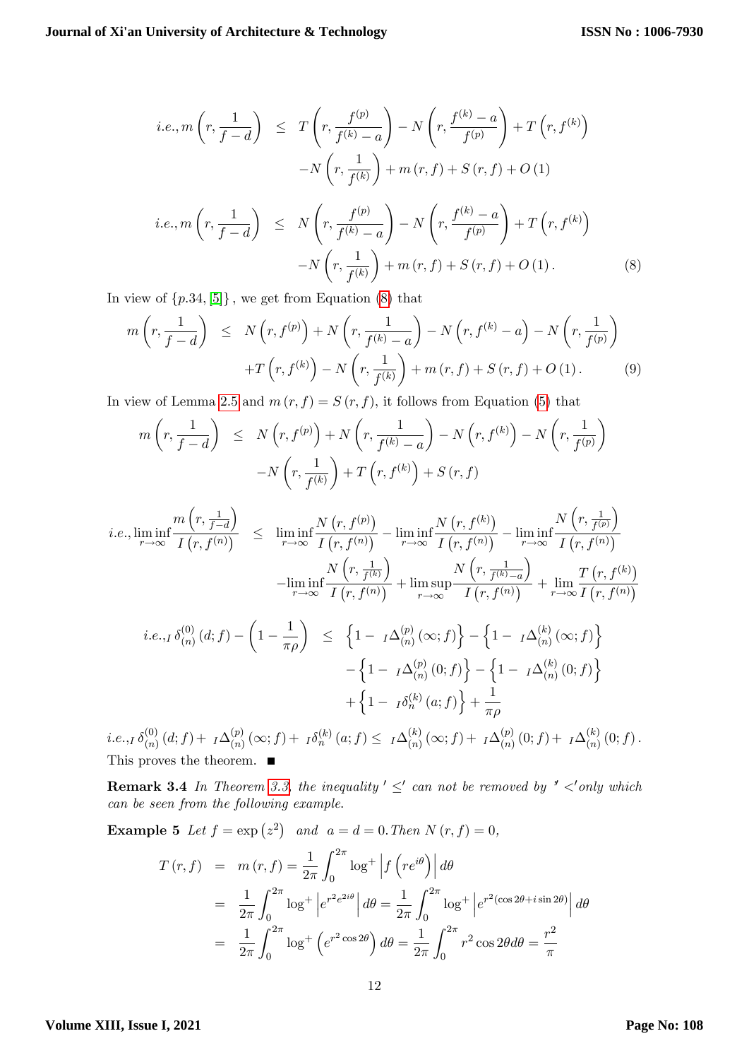$$
\begin{aligned}
i.e., m\left(r, \frac{1}{f-d}\right) \quad &\leq \quad T\left(r, \frac{f^{(p)}}{f^{(k)}-a}\right) - N\left(r, \frac{f^{(k)}-a}{f^{(p)}}\right) + T\left(r, f^{(k)}\right) \\
&\quad - N\left(r, \frac{1}{f^{(k)}}\right) + m(r, f) + S(r, f) + O(1) \\
i.e., m\left(r, \frac{1}{f-d}\right) \quad &\leq \quad N\left(r, \frac{f^{(p)}}{f^{(k)}-a}\right) - N\left(r, \frac{f^{(k)}-a}{f^{(p)}}\right) + T\left(r, f^{(k)}\right) \\
&\quad - N\left(r, \frac{1}{f^{(k)}}\right) + m(r, f) + S(r, f) + O(1). \qquad (8)
\end{aligned}
$$

In view of $\{p.34, [5]\}$, we get from Equation (8) that

$$
\begin{aligned}
m\left(r, \frac{1}{f-d}\right) \quad &\leq \quad N\left(r, f^{(p)}\right) + N\left(r, \frac{1}{f^{(k)}-a}\right) - N\left(r, f^{(k)}-a\right) - N\left(r, \frac{1}{f^{(p)}}\right) \\
&\quad + T\left(r, f^{(k)}\right) - N\left(r, \frac{1}{f^{(k)}}\right) + m(r, f) + S(r, f) + O(1). \qquad (9)
\end{aligned}
$$

In view of Lemma 2.5 and $m(r, f) = S(r, f)$, it follows from Equation (5) that

$$
\begin{aligned}
m\left(r, \frac{1}{f-d}\right) \quad &\leq \quad N\left(r, f^{(p)}\right) + N\left(r, \frac{1}{f^{(k)}-a}\right) - N\left(r, f^{(k)}\right) - N\left(r, \frac{1}{f^{(p)}}\right) \\
&\quad - N\left(r, \frac{1}{f^{(k)}}\right) + T\left(r, f^{(k)}\right) + S(r, f)
\end{aligned}
$$

$$
\begin{aligned}
i.e., \liminf_{r\to\infty} \frac{m\left(r, \frac{1}{f-d}\right)}{I\left(r, f^{(n)}\right)} \quad &\leq \quad \liminf_{r\to\infty} \frac{N\left(r, f^{(p)}\right)}{I\left(r, f^{(n)}\right)} - \liminf_{r\to\infty} \frac{N\left(r, f^{(k)}\right)}{I\left(r, f^{(n)}\right)} - \liminf_{r\to\infty} \frac{N\left(r, \frac{1}{f^{(p)}}\right)}{I\left(r, f^{(n)}\right)} \\
&\quad - \liminf_{r\to\infty} \frac{N\left(r, \frac{1}{f^{(k)}}\right)}{I\left(r, f^{(n)}\right)} + \limsup_{r\to\infty} \frac{N\left(r, \frac{1}{f^{(k)}-a}\right)}{I\left(r, f^{(n)}\right)} + \lim_{r\to\infty} \frac{T\left(r, f^{(k)}\right)}{I\left(r, f^{(n)}\right)}
\end{aligned}
$$

$$
\begin{aligned}
i.e., {}_I\delta_{(n)}^{(0)}(d; f) - \left(1 - \frac{1}{\pi\rho}\right) \quad &\leq \quad \left\{1 - {}_I\Delta_{(n)}^{(p)}(\infty; f)\right\} - \left\{1 - {}_I\Delta_{(n)}^{(k)}(\infty; f)\right\} \\
&\quad - \left\{1 - {}_I\Delta_{(n)}^{(p)}(0; f)\right\} - \left\{1 - {}_I\Delta_{(n)}^{(k)}(0; f)\right\} \\
&\quad + \left\{1 - {}_I\delta_{n}^{(k)}(a; f)\right\} + \frac{1}{\pi\rho}
\end{aligned}
$$

$i.e., {}_I\delta_{(n)}^{(0)}(d; f) + {}_I\Delta_{(n)}^{(p)}(\infty; f) + {}_I\delta_{n}^{(k)}(a; f) \leq {}_I\Delta_{(n)}^{(k)}(\infty; f) + {}_I\Delta_{(n)}^{(p)}(0; f) + {}_I\Delta_{(n)}^{(k)}(0; f).$
This proves the theorem. ■

**Remark 3.4** *In Theorem 3.3, the inequality $' \leq'$ can not be removed by $' <'$only which can be seen from the following example.*

**Example 5** *Let $f = \exp\left(z^2\right)$ and $a = d = 0$. Then $N(r, f) = 0$,*

$$
\begin{aligned}
T(r, f) &= m(r, f) = \frac{1}{2\pi}\int_0^{2\pi} \log^+ \left|f\left(re^{i\theta}\right)\right| d\theta \\
&= \frac{1}{2\pi}\int_0^{2\pi} \log^+ \left|e^{r^2 e^{2i\theta}}\right| d\theta = \frac{1}{2\pi}\int_0^{2\pi} \log^+ \left|e^{r^2(\cos 2\theta + i\sin 2\theta)}\right| d\theta \\
&= \frac{1}{2\pi}\int_0^{2\pi} \log^+ \left(e^{r^2 \cos 2\theta}\right) d\theta = \frac{1}{2\pi}\int_0^{2\pi} r^2 \cos 2\theta d\theta = \frac{r^2}{\pi}
\end{aligned}
$$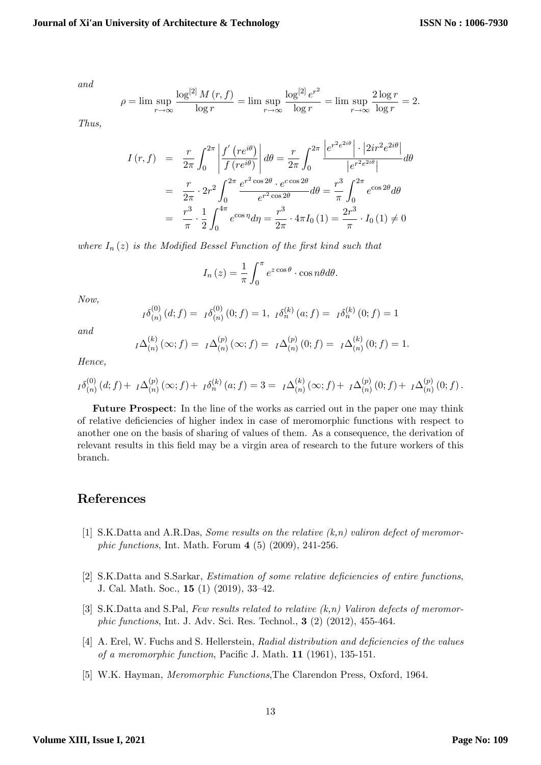*and*

$$\rho = \limsup_{r\to\infty} \frac{\log^{[2]} M(r,f)}{\log r} = \limsup_{r\to\infty} \frac{\log^{[2]} e^{r^2}}{\log r} = \limsup_{r\to\infty} \frac{2\log r}{\log r} = 2.$$

*Thus,*

$$\begin{aligned} I(r,f) &= \frac{r}{2\pi}\int_0^{2\pi} \left| \frac{f'(re^{i\theta})}{f(re^{i\theta})} \right| d\theta = \frac{r}{2\pi}\int_0^{2\pi} \frac{\left|e^{r^2 e^{2i\theta}}\right| \cdot \left|2ir^2 e^{2i\theta}\right|}{\left|e^{r^2 e^{2i\theta}}\right|} d\theta \\ &= \frac{r}{2\pi}\cdot 2r^2 \int_0^{2\pi} \frac{e^{r^2\cos 2\theta}\cdot e^{c\cos 2\theta}}{e^{r^2\cos 2\theta}} d\theta = \frac{r^3}{\pi}\int_0^{2\pi} e^{\cos 2\theta} d\theta \\ &= \frac{r^3}{\pi}\cdot\frac{1}{2}\int_0^{4\pi} e^{\cos\eta} d\eta = \frac{r^3}{2\pi}\cdot 4\pi I_0(1) = \frac{2r^3}{\pi}\cdot I_0(1) \neq 0 \end{aligned}$$

*where* $I_n(z)$ *is the Modified Bessel Function of the first kind such that*

$$I_n(z) = \frac{1}{\pi}\int_0^{\pi} e^{z\cos\theta}\cdot\cos n\theta d\theta.$$

*Now,*

$${}_I\delta_{(n)}^{(0)}(d;f) = {}_I\delta_{(n)}^{(0)}(0;f) = 1,\ {}_I\delta_n^{(k)}(a;f) = {}_I\delta_n^{(k)}(0;f) = 1$$

*and*

$${}_I\Delta_{(n)}^{(k)}(\infty;f) = {}_I\Delta_{(n)}^{(p)}(\infty;f) = {}_I\Delta_{(n)}^{(p)}(0;f) = {}_I\Delta_{(n)}^{(k)}(0;f) = 1.$$

*Hence,*

$${}_I\delta_{(n)}^{(0)}(d;f) + {}_I\Delta_{(n)}^{(p)}(\infty;f) + {}_I\delta_n^{(k)}(a;f) = 3 = {}_I\Delta_{(n)}^{(k)}(\infty;f) + {}_I\Delta_{(n)}^{(p)}(0;f) + {}_I\Delta_{(n)}^{(p)}(0;f).$$

**Future Prospect**: In the line of the works as carried out in the paper one may think of relative deficiencies of higher index in case of meromorphic functions with respect to another one on the basis of sharing of values of them. As a consequence, the derivation of relevant results in this field may be a virgin area of research to the future workers of this branch.

## References

[1] S.K.Datta and A.R.Das, *Some results on the relative (k,n) valiron defect of meromorphic functions*, Int. Math. Forum **4** (5) (2009), 241-256.

[2] S.K.Datta and S.Sarkar, *Estimation of some relative deficiencies of entire functions*, J. Cal. Math. Soc., **15** (1) (2019), 33–42.

[3] S.K.Datta and S.Pal, *Few results related to relative (k,n) Valiron defects of meromorphic functions*, Int. J. Adv. Sci. Res. Technol., **3** (2) (2012), 455-464.

[4] A. Erel, W. Fuchs and S. Hellerstein, *Radial distribution and deficiencies of the values of a meromorphic function*, Pacific J. Math. **11** (1961), 135-151.

[5] W.K. Hayman, *Meromorphic Functions*,The Clarendon Press, Oxford, 1964.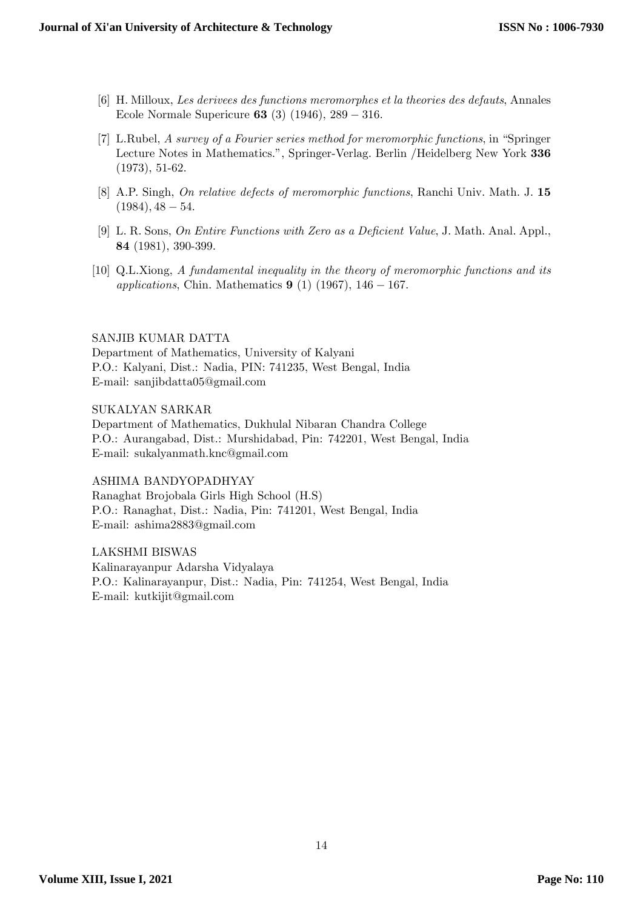[6] H. Milloux, *Les derivees des functions meromorphes et la theories des defauts*, Annales Ecole Normale Supericure **63** (3) (1946), $289 - 316$.

[7] L.Rubel, *A survey of a Fourier series method for meromorphic functions*, in "Springer Lecture Notes in Mathematics.", Springer-Verlag. Berlin /Heidelberg New York **336** (1973), 51-62.

[8] A.P. Singh, *On relative defects of meromorphic functions*, Ranchi Univ. Math. J. **15** $(1984), 48 - 54$.

[9] L. R. Sons, *On Entire Functions with Zero as a Deficient Value*, J. Math. Anal. Appl., **84** (1981), 390-399.

[10] Q.L.Xiong, *A fundamental inequality in the theory of meromorphic functions and its applications*, Chin. Mathematics **9** (1) (1967), $146 - 167$.

SANJIB KUMAR DATTA
Department of Mathematics, University of Kalyani
P.O.: Kalyani, Dist.: Nadia, PIN: 741235, West Bengal, India
E-mail: sanjibdatta05@gmail.com

SUKALYAN SARKAR
Department of Mathematics, Dukhulal Nibaran Chandra College
P.O.: Aurangabad, Dist.: Murshidabad, Pin: 742201, West Bengal, India
E-mail: sukalyanmath.knc@gmail.com

ASHIMA BANDYOPADHYAY
Ranaghat Brojobala Girls High School (H.S)
P.O.: Ranaghat, Dist.: Nadia, Pin: 741201, West Bengal, India
E-mail: ashima2883@gmail.com

LAKSHMI BISWAS
Kalinarayanpur Adarsha Vidyalaya
P.O.: Kalinarayanpur, Dist.: Nadia, Pin: 741254, West Bengal, India
E-mail: kutkijit@gmail.com